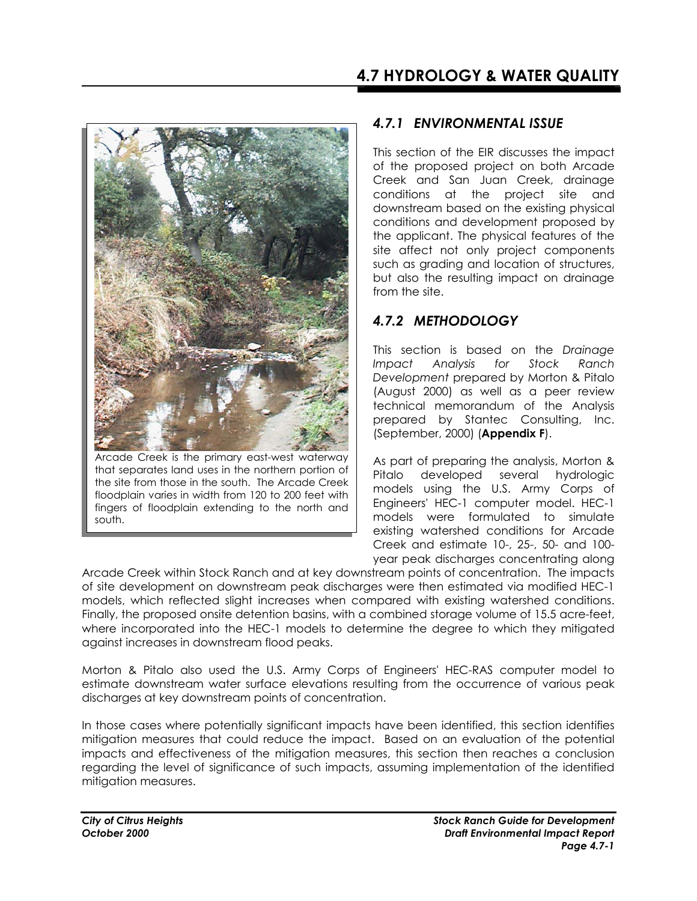# 4.7 HYDROLOGY & WATER QUALITY

Arcade Creek is the primary east-west waterway that separates land uses in the northern portion of the site from those in the south. The Arcade Creek floodplain varies in width from 120 to 200 feet with fingers of floodplain extending to the north and south.

## *4.7.1 ENVIRONMENTAL ISSUE*

This section of the EIR discusses the impact of the proposed project on both Arcade Creek and San Juan Creek, drainage conditions at the project site and downstream based on the existing physical conditions and development proposed by the applicant. The physical features of the site affect not only project components such as grading and location of structures, but also the resulting impact on drainage from the site.

## *4.7.2 METHODOLOGY*

This section is based on the *Drainage Impact Analysis for Stock Ranch Development* prepared by Morton & Pitalo (August 2000) as well as a peer review technical memorandum of the Analysis prepared by Stantec Consulting, Inc. (September, 2000) (**Appendix F**).

As part of preparing the analysis, Morton & Pitalo developed several hydrologic models using the U.S. Army Corps of Engineers' HEC-1 computer model. HEC-1 models were formulated to simulate existing watershed conditions for Arcade Creek and estimate 10-, 25-, 50- and 100-year peak discharges concentrating along Arcade Creek within Stock Ranch and at key downstream points of concentration. The impacts of site development on downstream peak discharges were then estimated via modified HEC-1 models, which reflected slight increases when compared with existing watershed conditions. Finally, the proposed onsite detention basins, with a combined storage volume of 15.5 acre-feet, where incorporated into the HEC-1 models to determine the degree to which they mitigated against increases in downstream flood peaks.

Morton & Pitalo also used the U.S. Army Corps of Engineers' HEC-RAS computer model to estimate downstream water surface elevations resulting from the occurrence of various peak discharges at key downstream points of concentration.

In those cases where potentially significant impacts have been identified, this section identifies mitigation measures that could reduce the impact. Based on an evaluation of the potential impacts and effectiveness of the mitigation measures, this section then reaches a conclusion regarding the level of significance of such impacts, assuming implementation of the identified mitigation measures.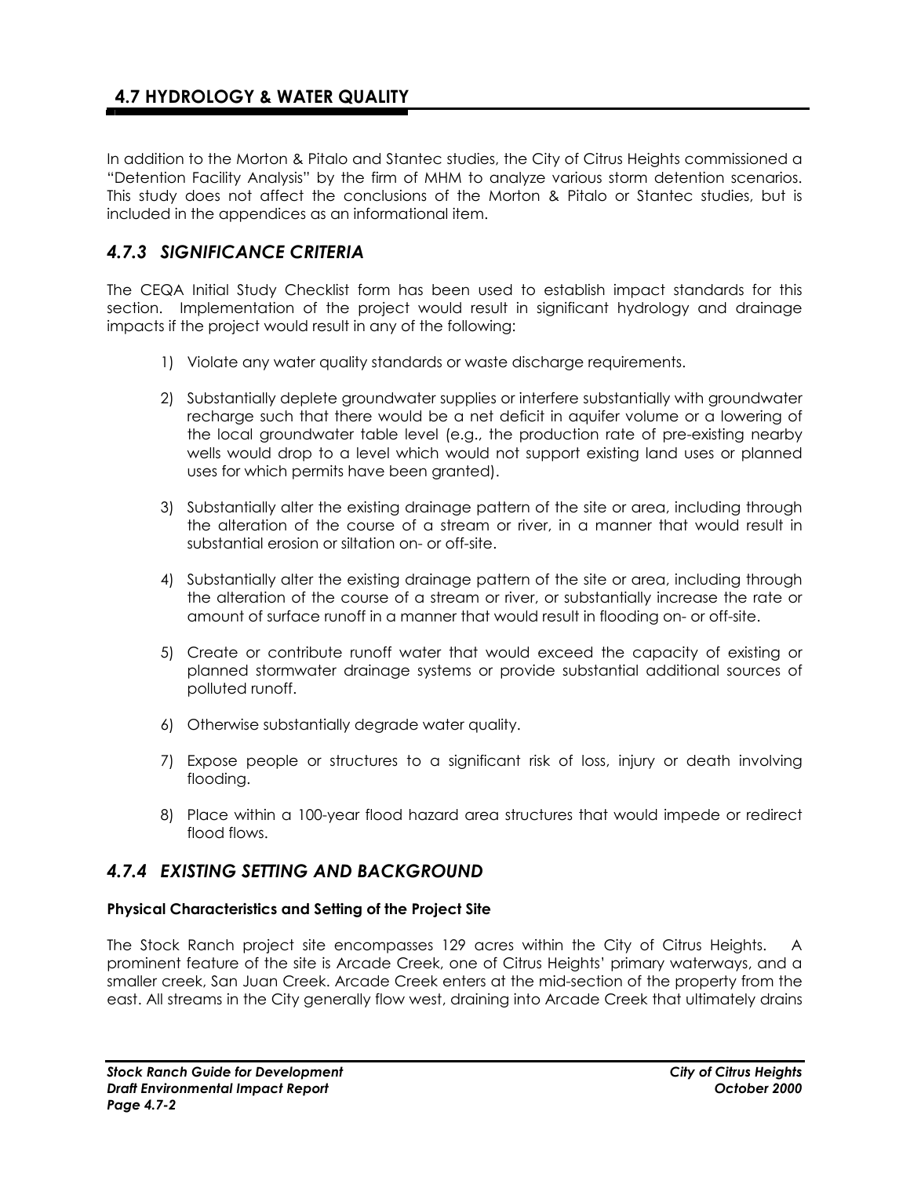## 4.7 HYDROLOGY & WATER QUALITY

In addition to the Morton & Pitalo and Stantec studies, the City of Citrus Heights commissioned a "Detention Facility Analysis" by the firm of MHM to analyze various storm detention scenarios. This study does not affect the conclusions of the Morton & Pitalo or Stantec studies, but is included in the appendices as an informational item.

### *4.7.3 SIGNIFICANCE CRITERIA*

The CEQA Initial Study Checklist form has been used to establish impact standards for this section. Implementation of the project would result in significant hydrology and drainage impacts if the project would result in any of the following:

1) Violate any water quality standards or waste discharge requirements.
2) Substantially deplete groundwater supplies or interfere substantially with groundwater recharge such that there would be a net deficit in aquifer volume or a lowering of the local groundwater table level (e.g., the production rate of pre-existing nearby wells would drop to a level which would not support existing land uses or planned uses for which permits have been granted).
3) Substantially alter the existing drainage pattern of the site or area, including through the alteration of the course of a stream or river, in a manner that would result in substantial erosion or siltation on- or off-site.
4) Substantially alter the existing drainage pattern of the site or area, including through the alteration of the course of a stream or river, or substantially increase the rate or amount of surface runoff in a manner that would result in flooding on- or off-site.
5) Create or contribute runoff water that would exceed the capacity of existing or planned stormwater drainage systems or provide substantial additional sources of polluted runoff.
6) Otherwise substantially degrade water quality.
7) Expose people or structures to a significant risk of loss, injury or death involving flooding.
8) Place within a 100-year flood hazard area structures that would impede or redirect flood flows.

### *4.7.4 EXISTING SETTING AND BACKGROUND*

**Physical Characteristics and Setting of the Project Site**

The Stock Ranch project site encompasses 129 acres within the City of Citrus Heights. A prominent feature of the site is Arcade Creek, one of Citrus Heights' primary waterways, and a smaller creek, San Juan Creek. Arcade Creek enters at the mid-section of the property from the east. All streams in the City generally flow west, draining into Arcade Creek that ultimately drains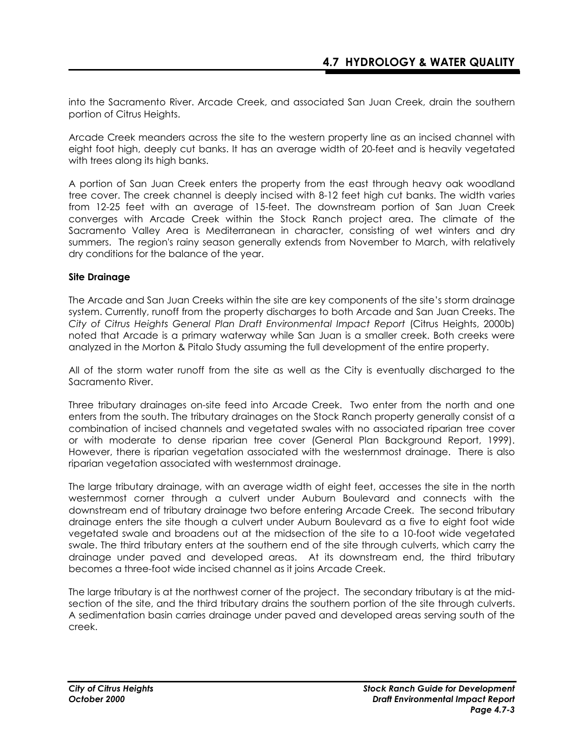into the Sacramento River. Arcade Creek, and associated San Juan Creek, drain the southern portion of Citrus Heights.

Arcade Creek meanders across the site to the western property line as an incised channel with eight foot high, deeply cut banks. It has an average width of 20-feet and is heavily vegetated with trees along its high banks.

A portion of San Juan Creek enters the property from the east through heavy oak woodland tree cover. The creek channel is deeply incised with 8-12 feet high cut banks. The width varies from 12-25 feet with an average of 15-feet. The downstream portion of San Juan Creek converges with Arcade Creek within the Stock Ranch project area. The climate of the Sacramento Valley Area is Mediterranean in character, consisting of wet winters and dry summers. The region's rainy season generally extends from November to March, with relatively dry conditions for the balance of the year.

**Site Drainage**

The Arcade and San Juan Creeks within the site are key components of the site's storm drainage system. Currently, runoff from the property discharges to both Arcade and San Juan Creeks. The *City of Citrus Heights General Plan Draft Environmental Impact Report* (Citrus Heights, 2000b) noted that Arcade is a primary waterway while San Juan is a smaller creek. Both creeks were analyzed in the Morton & Pitalo Study assuming the full development of the entire property.

All of the storm water runoff from the site as well as the City is eventually discharged to the Sacramento River.

Three tributary drainages on-site feed into Arcade Creek. Two enter from the north and one enters from the south. The tributary drainages on the Stock Ranch property generally consist of a combination of incised channels and vegetated swales with no associated riparian tree cover or with moderate to dense riparian tree cover (General Plan Background Report, 1999). However, there is riparian vegetation associated with the westernmost drainage. There is also riparian vegetation associated with westernmost drainage.

The large tributary drainage, with an average width of eight feet, accesses the site in the north westernmost corner through a culvert under Auburn Boulevard and connects with the downstream end of tributary drainage two before entering Arcade Creek. The second tributary drainage enters the site though a culvert under Auburn Boulevard as a five to eight foot wide vegetated swale and broadens out at the midsection of the site to a 10-foot wide vegetated swale. The third tributary enters at the southern end of the site through culverts, which carry the drainage under paved and developed areas. At its downstream end, the third tributary becomes a three-foot wide incised channel as it joins Arcade Creek.

The large tributary is at the northwest corner of the project. The secondary tributary is at the mid-section of the site, and the third tributary drains the southern portion of the site through culverts. A sedimentation basin carries drainage under paved and developed areas serving south of the creek.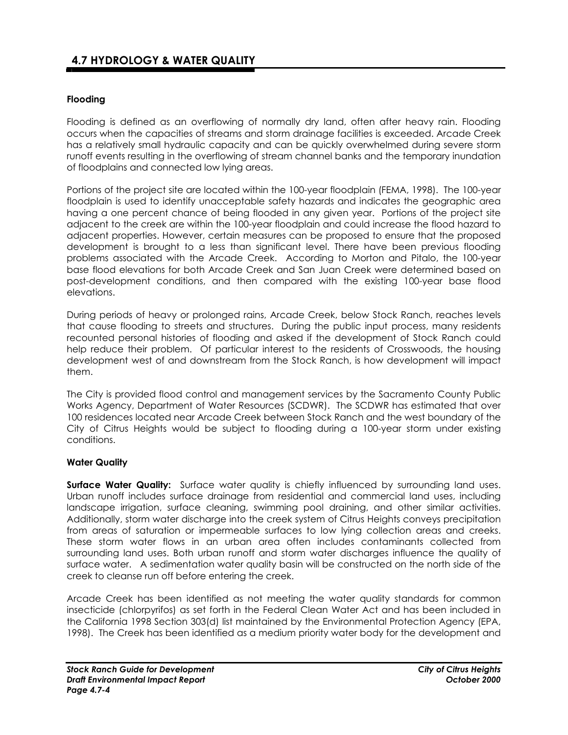## 4.7 HYDROLOGY & WATER QUALITY

### Flooding

Flooding is defined as an overflowing of normally dry land, often after heavy rain. Flooding occurs when the capacities of streams and storm drainage facilities is exceeded. Arcade Creek has a relatively small hydraulic capacity and can be quickly overwhelmed during severe storm runoff events resulting in the overflowing of stream channel banks and the temporary inundation of floodplains and connected low lying areas.

Portions of the project site are located within the 100-year floodplain (FEMA, 1998). The 100-year floodplain is used to identify unacceptable safety hazards and indicates the geographic area having a one percent chance of being flooded in any given year. Portions of the project site adjacent to the creek are within the 100-year floodplain and could increase the flood hazard to adjacent properties. However, certain measures can be proposed to ensure that the proposed development is brought to a less than significant level. There have been previous flooding problems associated with the Arcade Creek. According to Morton and Pitalo, the 100-year base flood elevations for both Arcade Creek and San Juan Creek were determined based on post-development conditions, and then compared with the existing 100-year base flood elevations.

During periods of heavy or prolonged rains, Arcade Creek, below Stock Ranch, reaches levels that cause flooding to streets and structures. During the public input process, many residents recounted personal histories of flooding and asked if the development of Stock Ranch could help reduce their problem. Of particular interest to the residents of Crosswoods, the housing development west of and downstream from the Stock Ranch, is how development will impact them.

The City is provided flood control and management services by the Sacramento County Public Works Agency, Department of Water Resources (SCDWR). The SCDWR has estimated that over 100 residences located near Arcade Creek between Stock Ranch and the west boundary of the City of Citrus Heights would be subject to flooding during a 100-year storm under existing conditions.

### Water Quality

**Surface Water Quality:** Surface water quality is chiefly influenced by surrounding land uses. Urban runoff includes surface drainage from residential and commercial land uses, including landscape irrigation, surface cleaning, swimming pool draining, and other similar activities. Additionally, storm water discharge into the creek system of Citrus Heights conveys precipitation from areas of saturation or impermeable surfaces to low lying collection areas and creeks. These storm water flows in an urban area often includes contaminants collected from surrounding land uses. Both urban runoff and storm water discharges influence the quality of surface water. A sedimentation water quality basin will be constructed on the north side of the creek to cleanse run off before entering the creek.

Arcade Creek has been identified as not meeting the water quality standards for common insecticide (chlorpyrifos) as set forth in the Federal Clean Water Act and has been included in the California 1998 Section 303(d) list maintained by the Environmental Protection Agency (EPA, 1998). The Creek has been identified as a medium priority water body for the development and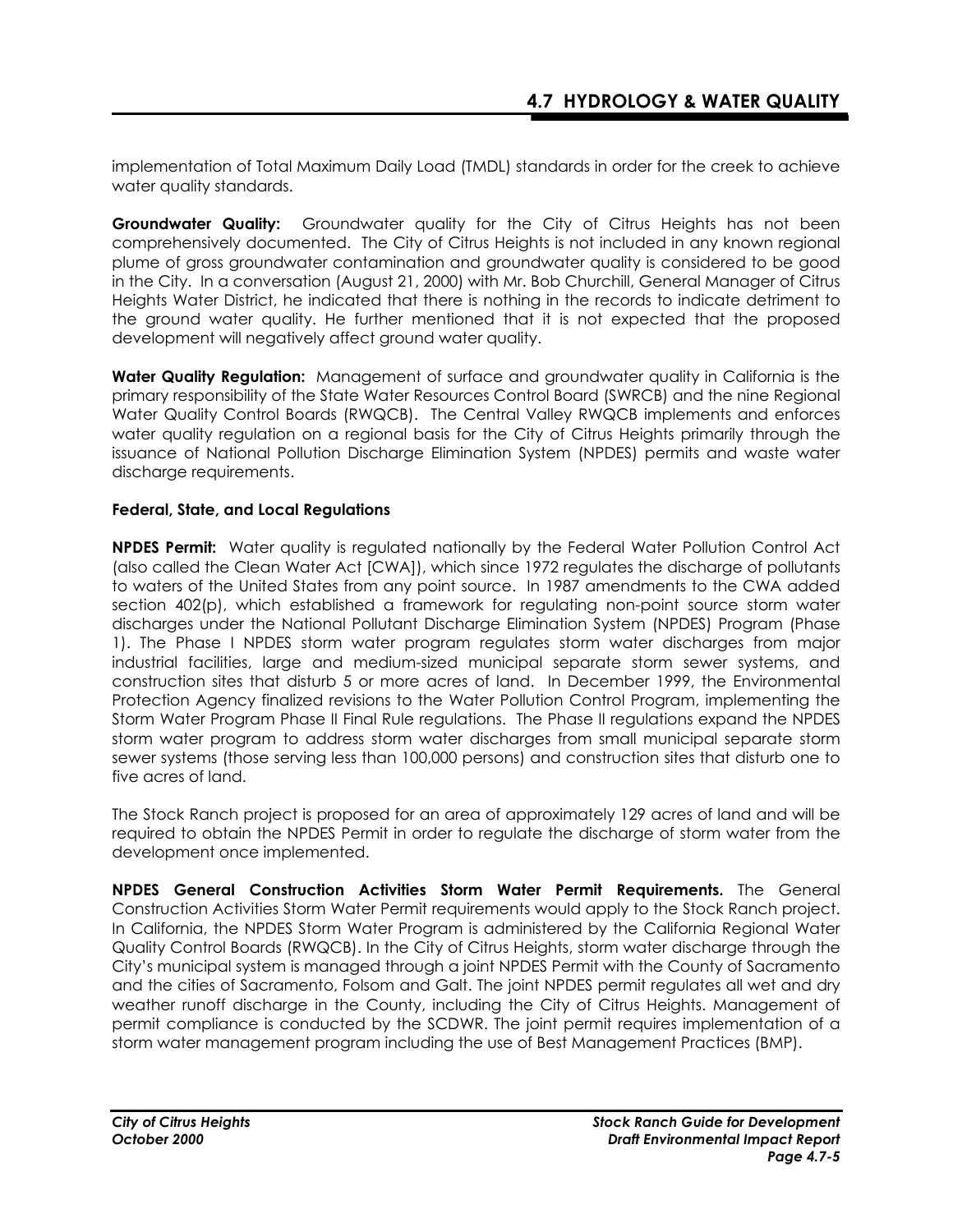implementation of Total Maximum Daily Load (TMDL) standards in order for the creek to achieve water quality standards.

**Groundwater Quality:** Groundwater quality for the City of Citrus Heights has not been comprehensively documented. The City of Citrus Heights is not included in any known regional plume of gross groundwater contamination and groundwater quality is considered to be good in the City. In a conversation (August 21, 2000) with Mr. Bob Churchill, General Manager of Citrus Heights Water District, he indicated that there is nothing in the records to indicate detriment to the ground water quality. He further mentioned that it is not expected that the proposed development will negatively affect ground water quality.

**Water Quality Regulation:** Management of surface and groundwater quality in California is the primary responsibility of the State Water Resources Control Board (SWRCB) and the nine Regional Water Quality Control Boards (RWQCB). The Central Valley RWQCB implements and enforces water quality regulation on a regional basis for the City of Citrus Heights primarily through the issuance of National Pollution Discharge Elimination System (NPDES) permits and waste water discharge requirements.

**Federal, State, and Local Regulations**

**NPDES Permit:** Water quality is regulated nationally by the Federal Water Pollution Control Act (also called the Clean Water Act [CWA]), which since 1972 regulates the discharge of pollutants to waters of the United States from any point source. In 1987 amendments to the CWA added section 402(p), which established a framework for regulating non-point source storm water discharges under the National Pollutant Discharge Elimination System (NPDES) Program (Phase 1). The Phase I NPDES storm water program regulates storm water discharges from major industrial facilities, large and medium-sized municipal separate storm sewer systems, and construction sites that disturb 5 or more acres of land. In December 1999, the Environmental Protection Agency finalized revisions to the Water Pollution Control Program, implementing the Storm Water Program Phase II Final Rule regulations. The Phase II regulations expand the NPDES storm water program to address storm water discharges from small municipal separate storm sewer systems (those serving less than 100,000 persons) and construction sites that disturb one to five acres of land.

The Stock Ranch project is proposed for an area of approximately 129 acres of land and will be required to obtain the NPDES Permit in order to regulate the discharge of storm water from the development once implemented.

**NPDES General Construction Activities Storm Water Permit Requirements.** The General Construction Activities Storm Water Permit requirements would apply to the Stock Ranch project. In California, the NPDES Storm Water Program is administered by the California Regional Water Quality Control Boards (RWQCB). In the City of Citrus Heights, storm water discharge through the City's municipal system is managed through a joint NPDES Permit with the County of Sacramento and the cities of Sacramento, Folsom and Galt. The joint NPDES permit regulates all wet and dry weather runoff discharge in the County, including the City of Citrus Heights. Management of permit compliance is conducted by the SCDWR. The joint permit requires implementation of a storm water management program including the use of Best Management Practices (BMP).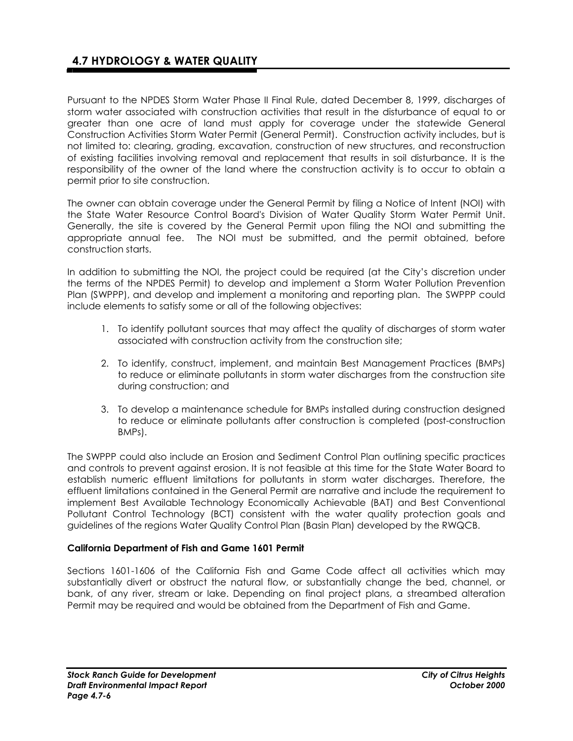## 4.7 HYDROLOGY & WATER QUALITY

Pursuant to the NPDES Storm Water Phase II Final Rule, dated December 8, 1999, discharges of storm water associated with construction activities that result in the disturbance of equal to or greater than one acre of land must apply for coverage under the statewide General Construction Activities Storm Water Permit (General Permit). Construction activity includes, but is not limited to: clearing, grading, excavation, construction of new structures, and reconstruction of existing facilities involving removal and replacement that results in soil disturbance. It is the responsibility of the owner of the land where the construction activity is to occur to obtain a permit prior to site construction.

The owner can obtain coverage under the General Permit by filing a Notice of Intent (NOI) with the State Water Resource Control Board's Division of Water Quality Storm Water Permit Unit. Generally, the site is covered by the General Permit upon filing the NOI and submitting the appropriate annual fee. The NOI must be submitted, and the permit obtained, before construction starts.

In addition to submitting the NOI, the project could be required (at the City's discretion under the terms of the NPDES Permit) to develop and implement a Storm Water Pollution Prevention Plan (SWPPP), and develop and implement a monitoring and reporting plan. The SWPPP could include elements to satisfy some or all of the following objectives:

1. To identify pollutant sources that may affect the quality of discharges of storm water associated with construction activity from the construction site;
2. To identify, construct, implement, and maintain Best Management Practices (BMPs) to reduce or eliminate pollutants in storm water discharges from the construction site during construction; and
3. To develop a maintenance schedule for BMPs installed during construction designed to reduce or eliminate pollutants after construction is completed (post-construction BMPs).

The SWPPP could also include an Erosion and Sediment Control Plan outlining specific practices and controls to prevent against erosion. It is not feasible at this time for the State Water Board to establish numeric effluent limitations for pollutants in storm water discharges. Therefore, the effluent limitations contained in the General Permit are narrative and include the requirement to implement Best Available Technology Economically Achievable (BAT) and Best Conventional Pollutant Control Technology (BCT) consistent with the water quality protection goals and guidelines of the regions Water Quality Control Plan (Basin Plan) developed by the RWQCB.

**California Department of Fish and Game 1601 Permit**

Sections 1601-1606 of the California Fish and Game Code affect all activities which may substantially divert or obstruct the natural flow, or substantially change the bed, channel, or bank, of any river, stream or lake. Depending on final project plans, a streambed alteration Permit may be required and would be obtained from the Department of Fish and Game.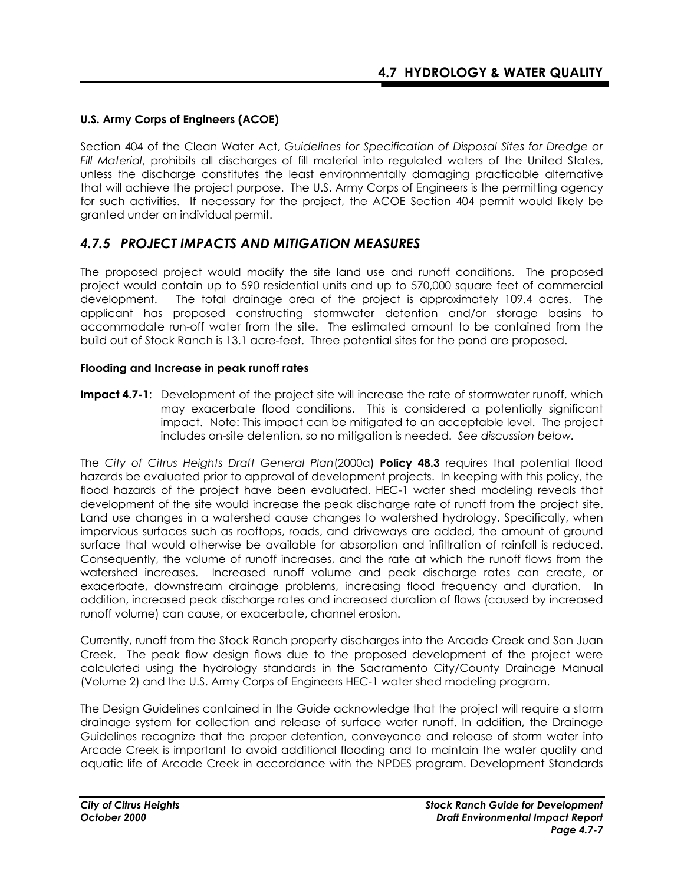**U.S. Army Corps of Engineers (ACOE)**

Section 404 of the Clean Water Act, *Guidelines for Specification of Disposal Sites for Dredge or Fill Material*, prohibits all discharges of fill material into regulated waters of the United States, unless the discharge constitutes the least environmentally damaging practicable alternative that will achieve the project purpose. The U.S. Army Corps of Engineers is the permitting agency for such activities. If necessary for the project, the ACOE Section 404 permit would likely be granted under an individual permit.

## *4.7.5 PROJECT IMPACTS AND MITIGATION MEASURES*

The proposed project would modify the site land use and runoff conditions. The proposed project would contain up to 590 residential units and up to 570,000 square feet of commercial development. The total drainage area of the project is approximately 109.4 acres. The applicant has proposed constructing stormwater detention and/or storage basins to accommodate run-off water from the site. The estimated amount to be contained from the build out of Stock Ranch is 13.1 acre-feet. Three potential sites for the pond are proposed.

**Flooding and Increase in peak runoff rates**

**Impact 4.7-1**: Development of the project site will increase the rate of stormwater runoff, which may exacerbate flood conditions. This is considered a potentially significant impact. Note: This impact can be mitigated to an acceptable level. The project includes on-site detention, so no mitigation is needed. *See discussion below.*

The *City of Citrus Heights Draft General Plan* (2000a) **Policy 48.3** requires that potential flood hazards be evaluated prior to approval of development projects. In keeping with this policy, the flood hazards of the project have been evaluated. HEC-1 water shed modeling reveals that development of the site would increase the peak discharge rate of runoff from the project site. Land use changes in a watershed cause changes to watershed hydrology. Specifically, when impervious surfaces such as rooftops, roads, and driveways are added, the amount of ground surface that would otherwise be available for absorption and infiltration of rainfall is reduced. Consequently, the volume of runoff increases, and the rate at which the runoff flows from the watershed increases. Increased runoff volume and peak discharge rates can create, or exacerbate, downstream drainage problems, increasing flood frequency and duration. In addition, increased peak discharge rates and increased duration of flows (caused by increased runoff volume) can cause, or exacerbate, channel erosion.

Currently, runoff from the Stock Ranch property discharges into the Arcade Creek and San Juan Creek. The peak flow design flows due to the proposed development of the project were calculated using the hydrology standards in the Sacramento City/County Drainage Manual (Volume 2) and the U.S. Army Corps of Engineers HEC-1 water shed modeling program.

The Design Guidelines contained in the Guide acknowledge that the project will require a storm drainage system for collection and release of surface water runoff. In addition, the Drainage Guidelines recognize that the proper detention, conveyance and release of storm water into Arcade Creek is important to avoid additional flooding and to maintain the water quality and aquatic life of Arcade Creek in accordance with the NPDES program. Development Standards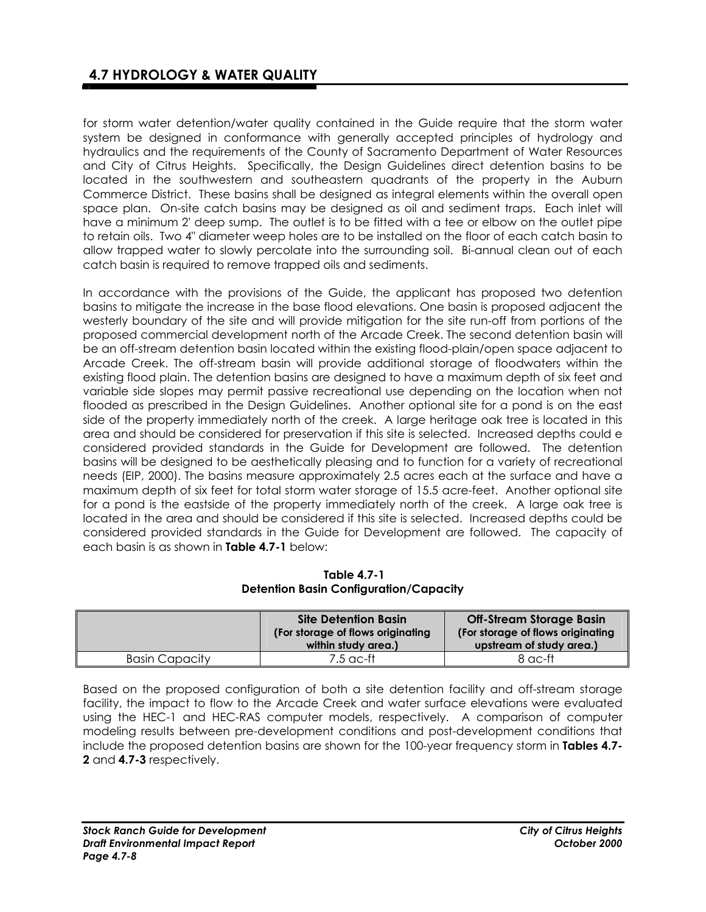for storm water detention/water quality contained in the Guide require that the storm water system be designed in conformance with generally accepted principles of hydrology and hydraulics and the requirements of the County of Sacramento Department of Water Resources and City of Citrus Heights. Specifically, the Design Guidelines direct detention basins to be located in the southwestern and southeastern quadrants of the property in the Auburn Commerce District. These basins shall be designed as integral elements within the overall open space plan. On-site catch basins may be designed as oil and sediment traps. Each inlet will have a minimum 2' deep sump. The outlet is to be fitted with a tee or elbow on the outlet pipe to retain oils. Two 4" diameter weep holes are to be installed on the floor of each catch basin to allow trapped water to slowly percolate into the surrounding soil. Bi-annual clean out of each catch basin is required to remove trapped oils and sediments.

In accordance with the provisions of the Guide, the applicant has proposed two detention basins to mitigate the increase in the base flood elevations. One basin is proposed adjacent the westerly boundary of the site and will provide mitigation for the site run-off from portions of the proposed commercial development north of the Arcade Creek. The second detention basin will be an off-stream detention basin located within the existing flood-plain/open space adjacent to Arcade Creek. The off-stream basin will provide additional storage of floodwaters within the existing flood plain. The detention basins are designed to have a maximum depth of six feet and variable side slopes may permit passive recreational use depending on the location when not flooded as prescribed in the Design Guidelines. Another optional site for a pond is on the east side of the property immediately north of the creek. A large heritage oak tree is located in this area and should be considered for preservation if this site is selected. Increased depths could e considered provided standards in the Guide for Development are followed. The detention basins will be designed to be aesthetically pleasing and to function for a variety of recreational needs (EIP, 2000). The basins measure approximately 2.5 acres each at the surface and have a maximum depth of six feet for total storm water storage of 15.5 acre-feet. Another optional site for a pond is the eastside of the property immediately north of the creek. A large oak tree is located in the area and should be considered if this site is selected. Increased depths could be considered provided standards in the Guide for Development are followed. The capacity of each basin is as shown in **Table 4.7-1** below:

**Table 4.7-1**
**Detention Basin Configuration/Capacity**

| | **Site Detention Basin (For storage of flows originating within study area.)** | **Off-Stream Storage Basin (For storage of flows originating upstream of study area.)** |
|---|---|---|
| Basin Capacity | 7.5 ac-ft | 8 ac-ft |

Based on the proposed configuration of both a site detention facility and off-stream storage facility, the impact to flow to the Arcade Creek and water surface elevations were evaluated using the HEC-1 and HEC-RAS computer models, respectively. A comparison of computer modeling results between pre-development conditions and post-development conditions that include the proposed detention basins are shown for the 100-year frequency storm in **Tables 4.7-2** and **4.7-3** respectively.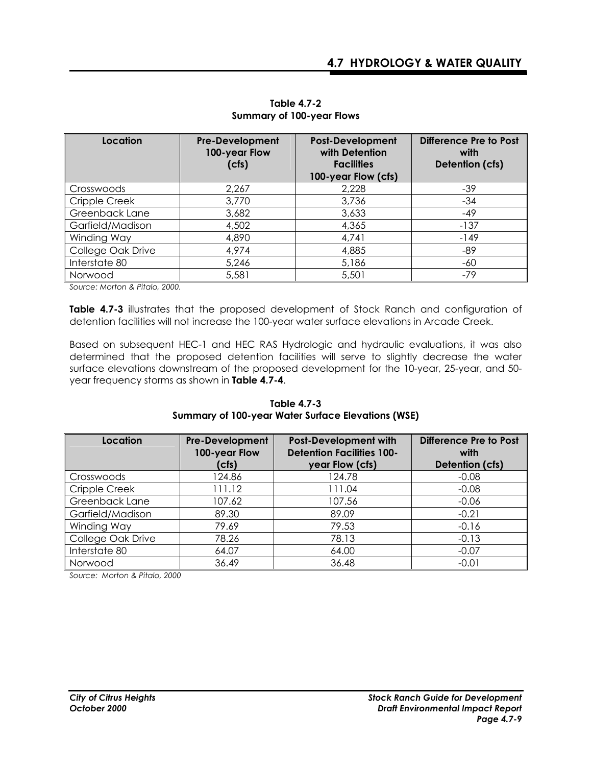**Table 4.7-2**
**Summary of 100-year Flows**

| Location | Pre-Development 100-year Flow (cfs) | Post-Development with Detention Facilities 100-year Flow (cfs) | Difference Pre to Post with Detention (cfs) |
|---|---|---|---|
| Crosswoods | 2,267 | 2,228 | -39 |
| Cripple Creek | 3,770 | 3,736 | -34 |
| Greenback Lane | 3,682 | 3,633 | -49 |
| Garfield/Madison | 4,502 | 4,365 | -137 |
| Winding Way | 4,890 | 4,741 | -149 |
| College Oak Drive | 4,974 | 4,885 | -89 |
| Interstate 80 | 5,246 | 5,186 | -60 |
| Norwood | 5,581 | 5,501 | -79 |

*Source: Morton & Pitalo, 2000.*

**Table 4.7-3** illustrates that the proposed development of Stock Ranch and configuration of detention facilities will not increase the 100-year water surface elevations in Arcade Creek.

Based on subsequent HEC-1 and HEC RAS Hydrologic and hydraulic evaluations, it was also determined that the proposed detention facilities will serve to slightly decrease the water surface elevations downstream of the proposed development for the 10-year, 25-year, and 50-year frequency storms as shown in **Table 4.7-4**.

**Table 4.7-3**
**Summary of 100-year Water Surface Elevations (WSE)**

| Location | Pre-Development 100-year Flow (cfs) | Post-Development with Detention Facilities 100-year Flow (cfs) | Difference Pre to Post with Detention (cfs) |
|---|---|---|---|
| Crosswoods | 124.86 | 124.78 | -0.08 |
| Cripple Creek | 111.12 | 111.04 | -0.08 |
| Greenback Lane | 107.62 | 107.56 | -0.06 |
| Garfield/Madison | 89.30 | 89.09 | -0.21 |
| Winding Way | 79.69 | 79.53 | -0.16 |
| College Oak Drive | 78.26 | 78.13 | -0.13 |
| Interstate 80 | 64.07 | 64.00 | -0.07 |
| Norwood | 36.49 | 36.48 | -0.01 |

*Source: Morton & Pitalo, 2000*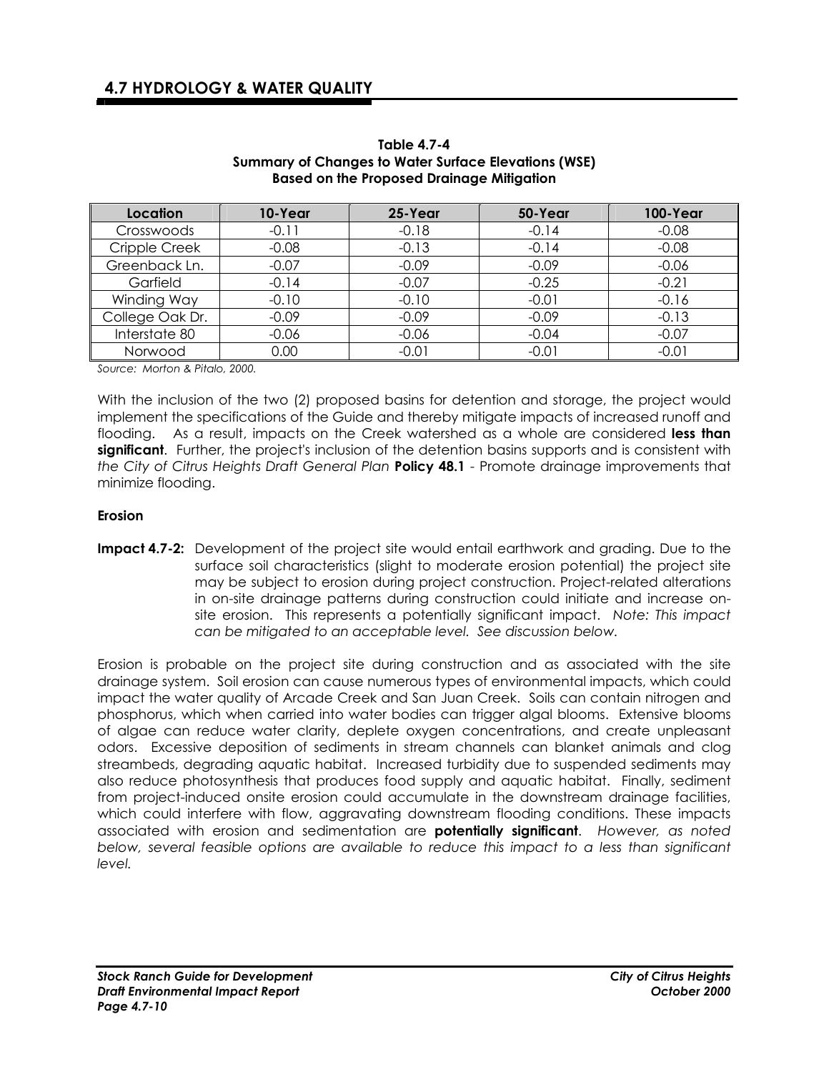**Table 4.7-4**
**Summary of Changes to Water Surface Elevations (WSE)**
**Based on the Proposed Drainage Mitigation**

| Location | 10-Year | 25-Year | 50-Year | 100-Year |
|---|---|---|---|---|
| Crosswoods | -0.11 | -0.18 | -0.14 | -0.08 |
| Cripple Creek | -0.08 | -0.13 | -0.14 | -0.08 |
| Greenback Ln. | -0.07 | -0.09 | -0.09 | -0.06 |
| Garfield | -0.14 | -0.07 | -0.25 | -0.21 |
| Winding Way | -0.10 | -0.10 | -0.01 | -0.16 |
| College Oak Dr. | -0.09 | -0.09 | -0.09 | -0.13 |
| Interstate 80 | -0.06 | -0.06 | -0.04 | -0.07 |
| Norwood | 0.00 | -0.01 | -0.01 | -0.01 |

*Source: Morton & Pitalo, 2000.*

With the inclusion of the two (2) proposed basins for detention and storage, the project would implement the specifications of the Guide and thereby mitigate impacts of increased runoff and flooding. As a result, impacts on the Creek watershed as a whole are considered **less than significant**. Further, the project's inclusion of the detention basins supports and is consistent with *the City of Citrus Heights Draft General Plan* **Policy 48.1** - Promote drainage improvements that minimize flooding.

**Erosion**

**Impact 4.7-2:** Development of the project site would entail earthwork and grading. Due to the surface soil characteristics (slight to moderate erosion potential) the project site may be subject to erosion during project construction. Project-related alterations in on-site drainage patterns during construction could initiate and increase on-site erosion. This represents a potentially significant impact. *Note: This impact can be mitigated to an acceptable level. See discussion below.*

Erosion is probable on the project site during construction and as associated with the site drainage system. Soil erosion can cause numerous types of environmental impacts, which could impact the water quality of Arcade Creek and San Juan Creek. Soils can contain nitrogen and phosphorus, which when carried into water bodies can trigger algal blooms. Extensive blooms of algae can reduce water clarity, deplete oxygen concentrations, and create unpleasant odors. Excessive deposition of sediments in stream channels can blanket animals and clog streambeds, degrading aquatic habitat. Increased turbidity due to suspended sediments may also reduce photosynthesis that produces food supply and aquatic habitat. Finally, sediment from project-induced onsite erosion could accumulate in the downstream drainage facilities, which could interfere with flow, aggravating downstream flooding conditions. These impacts associated with erosion and sedimentation are **potentially significant**. *However, as noted below, several feasible options are available to reduce this impact to a less than significant level.*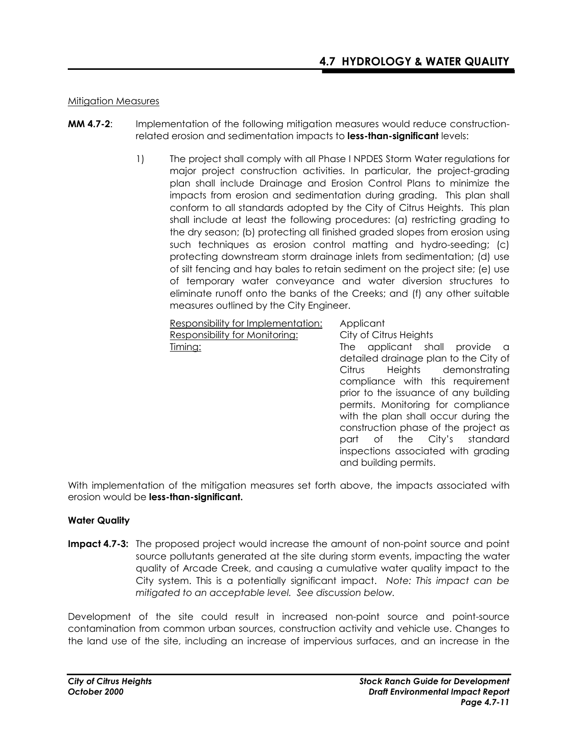Mitigation Measures

**MM 4.7-2**: Implementation of the following mitigation measures would reduce construction-related erosion and sedimentation impacts to **less-than-significant** levels:

1) The project shall comply with all Phase I NPDES Storm Water regulations for major project construction activities. In particular, the project-grading plan shall include Drainage and Erosion Control Plans to minimize the impacts from erosion and sedimentation during grading. This plan shall conform to all standards adopted by the City of Citrus Heights. This plan shall include at least the following procedures: (a) restricting grading to the dry season; (b) protecting all finished graded slopes from erosion using such techniques as erosion control matting and hydro-seeding; (c) protecting downstream storm drainage inlets from sedimentation; (d) use of silt fencing and hay bales to retain sediment on the project site; (e) use of temporary water conveyance and water diversion structures to eliminate runoff onto the banks of the Creeks; and (f) any other suitable measures outlined by the City Engineer.

| | |
|---|---|
| Responsibility for Implementation: | Applicant |
| Responsibility for Monitoring: | City of Citrus Heights |
| Timing: | The applicant shall provide a detailed drainage plan to the City of Citrus Heights demonstrating compliance with this requirement prior to the issuance of any building permits. Monitoring for compliance with the plan shall occur during the construction phase of the project as part of the City's standard inspections associated with grading and building permits. |

With implementation of the mitigation measures set forth above, the impacts associated with erosion would be **less-than-significant.**

**Water Quality**

**Impact 4.7-3:** The proposed project would increase the amount of non-point source and point source pollutants generated at the site during storm events, impacting the water quality of Arcade Creek, and causing a cumulative water quality impact to the City system. This is a potentially significant impact. *Note: This impact can be mitigated to an acceptable level. See discussion below.*

Development of the site could result in increased non-point source and point-source contamination from common urban sources, construction activity and vehicle use. Changes to the land use of the site, including an increase of impervious surfaces, and an increase in the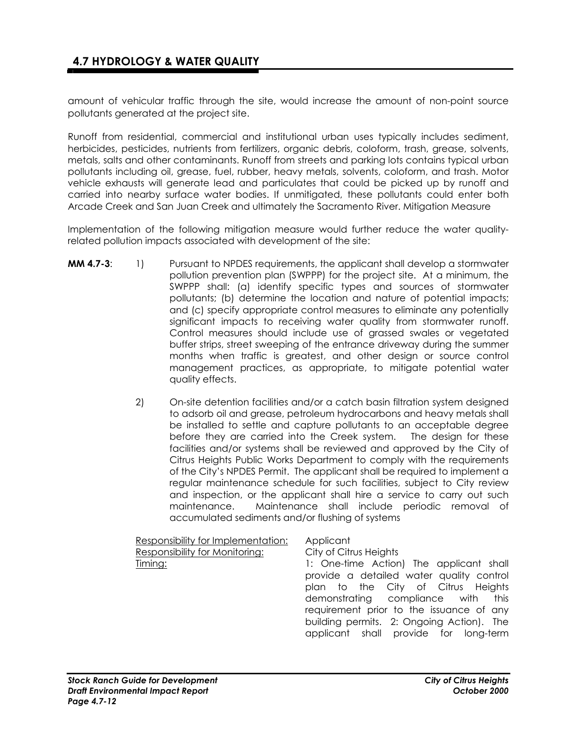amount of vehicular traffic through the site, would increase the amount of non-point source pollutants generated at the project site.

Runoff from residential, commercial and institutional urban uses typically includes sediment, herbicides, pesticides, nutrients from fertilizers, organic debris, coloform, trash, grease, solvents, metals, salts and other contaminants. Runoff from streets and parking lots contains typical urban pollutants including oil, grease, fuel, rubber, heavy metals, solvents, coloform, and trash. Motor vehicle exhausts will generate lead and particulates that could be picked up by runoff and carried into nearby surface water bodies. If unmitigated, these pollutants could enter both Arcade Creek and San Juan Creek and ultimately the Sacramento River. Mitigation Measure

Implementation of the following mitigation measure would further reduce the water quality-related pollution impacts associated with development of the site:

**MM 4.7-3**:

1) Pursuant to NPDES requirements, the applicant shall develop a stormwater pollution prevention plan (SWPPP) for the project site. At a minimum, the SWPPP shall: (a) identify specific types and sources of stormwater pollutants; (b) determine the location and nature of potential impacts; and (c) specify appropriate control measures to eliminate any potentially significant impacts to receiving water quality from stormwater runoff. Control measures should include use of grassed swales or vegetated buffer strips, street sweeping of the entrance driveway during the summer months when traffic is greatest, and other design or source control management practices, as appropriate, to mitigate potential water quality effects.

2) On-site detention facilities and/or a catch basin filtration system designed to adsorb oil and grease, petroleum hydrocarbons and heavy metals shall be installed to settle and capture pollutants to an acceptable degree before they are carried into the Creek system. The design for these facilities and/or systems shall be reviewed and approved by the City of Citrus Heights Public Works Department to comply with the requirements of the City's NPDES Permit. The applicant shall be required to implement a regular maintenance schedule for such facilities, subject to City review and inspection, or the applicant shall hire a service to carry out such maintenance. Maintenance shall include periodic removal of accumulated sediments and/or flushing of systems

<u>Responsibility for Implementation:</u> Applicant

<u>Responsibility for Monitoring:</u> City of Citrus Heights

<u>Timing:</u> 1: One-time Action) The applicant shall provide a detailed water quality control plan to the City of Citrus Heights demonstrating compliance with this requirement prior to the issuance of any building permits. 2: Ongoing Action). The applicant shall provide for long-term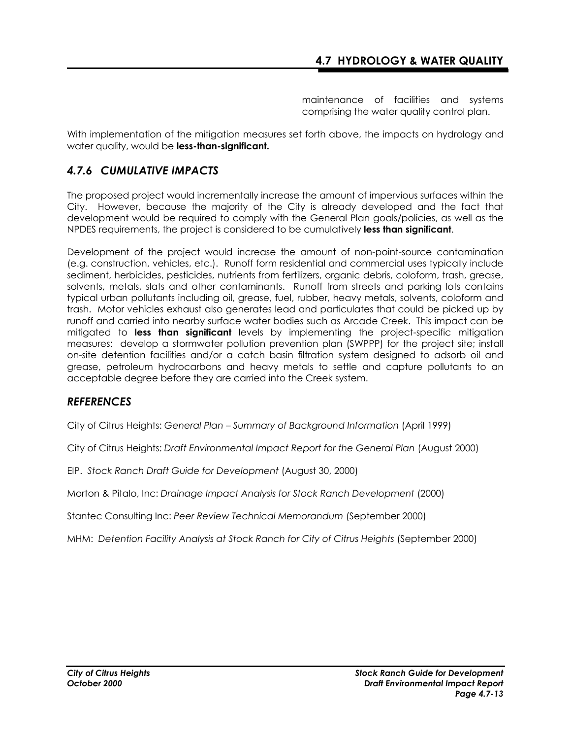maintenance of facilities and systems comprising the water quality control plan.

With implementation of the mitigation measures set forth above, the impacts on hydrology and water quality, would be **less-than-significant.**

## *4.7.6 CUMULATIVE IMPACTS*

The proposed project would incrementally increase the amount of impervious surfaces within the City. However, because the majority of the City is already developed and the fact that development would be required to comply with the General Plan goals/policies, as well as the NPDES requirements, the project is considered to be cumulatively **less than significant**.

Development of the project would increase the amount of non-point-source contamination (e.g. construction, vehicles, etc.). Runoff form residential and commercial uses typically include sediment, herbicides, pesticides, nutrients from fertilizers, organic debris, coloform, trash, grease, solvents, metals, slats and other contaminants. Runoff from streets and parking lots contains typical urban pollutants including oil, grease, fuel, rubber, heavy metals, solvents, coloform and trash. Motor vehicles exhaust also generates lead and particulates that could be picked up by runoff and carried into nearby surface water bodies such as Arcade Creek. This impact can be mitigated to **less than significant** levels by implementing the project-specific mitigation measures: develop a stormwater pollution prevention plan (SWPPP) for the project site; install on-site detention facilities and/or a catch basin filtration system designed to adsorb oil and grease, petroleum hydrocarbons and heavy metals to settle and capture pollutants to an acceptable degree before they are carried into the Creek system.

## *REFERENCES*

City of Citrus Heights: *General Plan – Summary of Background Information* (April 1999)

City of Citrus Heights: *Draft Environmental Impact Report for the General Plan* (August 2000)

EIP. *Stock Ranch Draft Guide for Development* (August 30, 2000)

Morton & Pitalo, Inc: *Drainage Impact Analysis for Stock Ranch Development* (2000)

Stantec Consulting Inc: *Peer Review Technical Memorandum* (September 2000)

MHM: *Detention Facility Analysis at Stock Ranch for City of Citrus Heights* (September 2000)